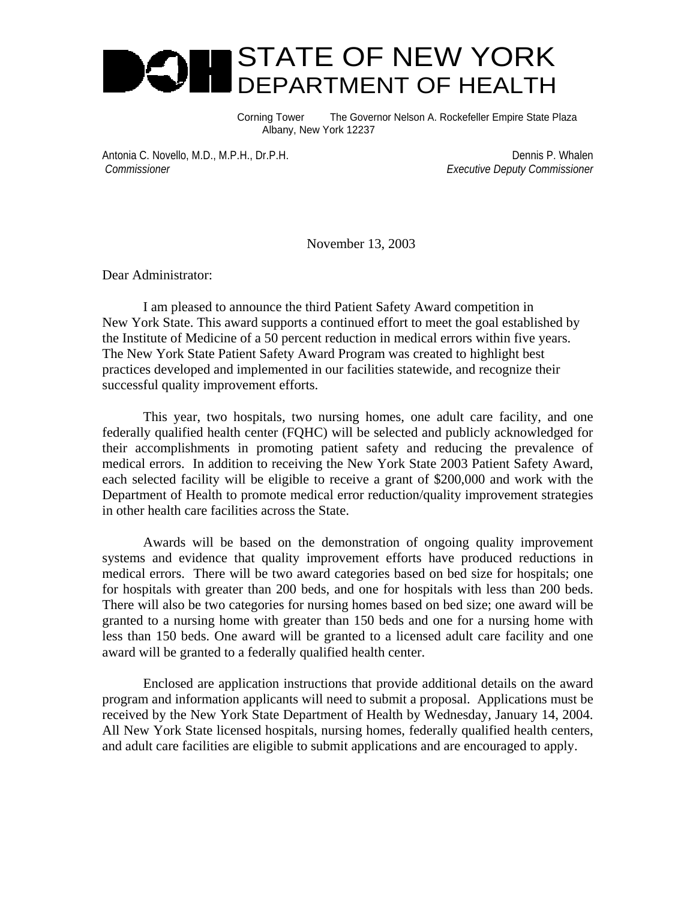# STATE OF NEW YORK
## DEPARTMENT OF HEALTH

Corning Tower The Governor Nelson A. Rockefeller Empire State Plaza
Albany, New York 12237

Antonia C. Novello, M.D., M.P.H., Dr.P.H.
*Commissioner*

Dennis P. Whalen
*Executive Deputy Commissioner*

November 13, 2003

Dear Administrator:

I am pleased to announce the third Patient Safety Award competition in New York State. This award supports a continued effort to meet the goal established by the Institute of Medicine of a 50 percent reduction in medical errors within five years. The New York State Patient Safety Award Program was created to highlight best practices developed and implemented in our facilities statewide, and recognize their successful quality improvement efforts.

This year, two hospitals, two nursing homes, one adult care facility, and one federally qualified health center (FQHC) will be selected and publicly acknowledged for their accomplishments in promoting patient safety and reducing the prevalence of medical errors. In addition to receiving the New York State 2003 Patient Safety Award, each selected facility will be eligible to receive a grant of $200,000 and work with the Department of Health to promote medical error reduction/quality improvement strategies in other health care facilities across the State.

Awards will be based on the demonstration of ongoing quality improvement systems and evidence that quality improvement efforts have produced reductions in medical errors. There will be two award categories based on bed size for hospitals; one for hospitals with greater than 200 beds, and one for hospitals with less than 200 beds. There will also be two categories for nursing homes based on bed size; one award will be granted to a nursing home with greater than 150 beds and one for a nursing home with less than 150 beds. One award will be granted to a licensed adult care facility and one award will be granted to a federally qualified health center.

Enclosed are application instructions that provide additional details on the award program and information applicants will need to submit a proposal. Applications must be received by the New York State Department of Health by Wednesday, January 14, 2004. All New York State licensed hospitals, nursing homes, federally qualified health centers, and adult care facilities are eligible to submit applications and are encouraged to apply.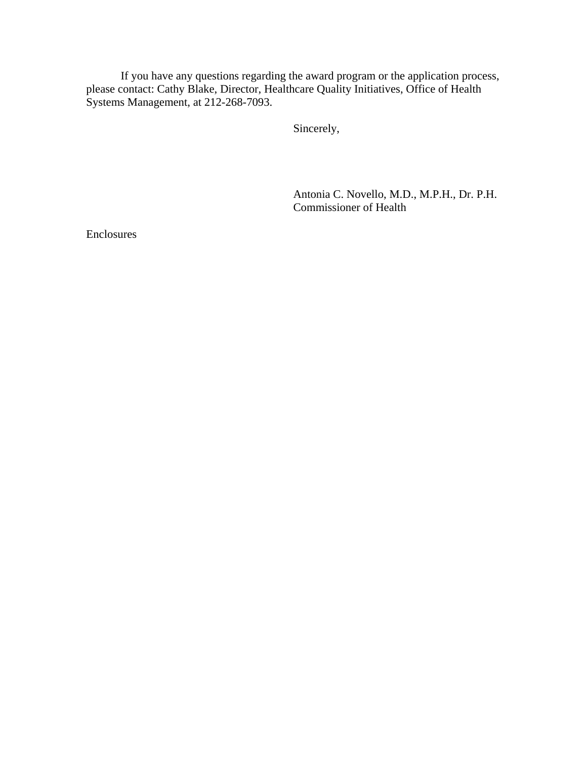If you have any questions regarding the award program or the application process, please contact: Cathy Blake, Director, Healthcare Quality Initiatives, Office of Health Systems Management, at 212-268-7093.

Sincerely,

Antonia C. Novello, M.D., M.P.H., Dr. P.H.
Commissioner of Health

Enclosures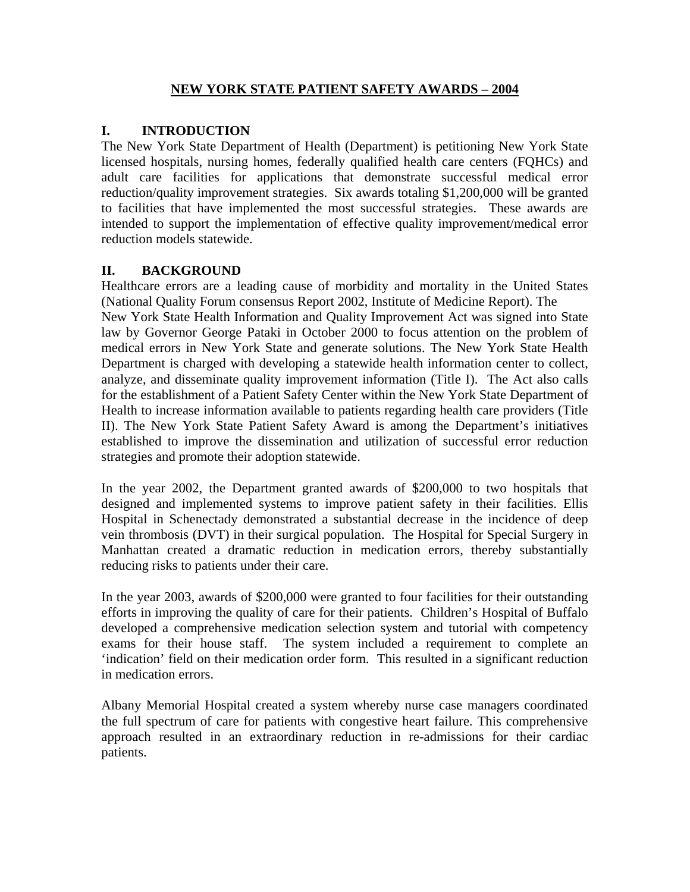# NEW YORK STATE PATIENT SAFETY AWARDS – 2004

## I. INTRODUCTION

The New York State Department of Health (Department) is petitioning New York State licensed hospitals, nursing homes, federally qualified health care centers (FQHCs) and adult care facilities for applications that demonstrate successful medical error reduction/quality improvement strategies. Six awards totaling $1,200,000 will be granted to facilities that have implemented the most successful strategies. These awards are intended to support the implementation of effective quality improvement/medical error reduction models statewide.

## II. BACKGROUND

Healthcare errors are a leading cause of morbidity and mortality in the United States (National Quality Forum consensus Report 2002, Institute of Medicine Report). The New York State Health Information and Quality Improvement Act was signed into State law by Governor George Pataki in October 2000 to focus attention on the problem of medical errors in New York State and generate solutions. The New York State Health Department is charged with developing a statewide health information center to collect, analyze, and disseminate quality improvement information (Title I). The Act also calls for the establishment of a Patient Safety Center within the New York State Department of Health to increase information available to patients regarding health care providers (Title II). The New York State Patient Safety Award is among the Department's initiatives established to improve the dissemination and utilization of successful error reduction strategies and promote their adoption statewide.

In the year 2002, the Department granted awards of $200,000 to two hospitals that designed and implemented systems to improve patient safety in their facilities. Ellis Hospital in Schenectady demonstrated a substantial decrease in the incidence of deep vein thrombosis (DVT) in their surgical population. The Hospital for Special Surgery in Manhattan created a dramatic reduction in medication errors, thereby substantially reducing risks to patients under their care.

In the year 2003, awards of $200,000 were granted to four facilities for their outstanding efforts in improving the quality of care for their patients. Children's Hospital of Buffalo developed a comprehensive medication selection system and tutorial with competency exams for their house staff. The system included a requirement to complete an 'indication' field on their medication order form. This resulted in a significant reduction in medication errors.

Albany Memorial Hospital created a system whereby nurse case managers coordinated the full spectrum of care for patients with congestive heart failure. This comprehensive approach resulted in an extraordinary reduction in re-admissions for their cardiac patients.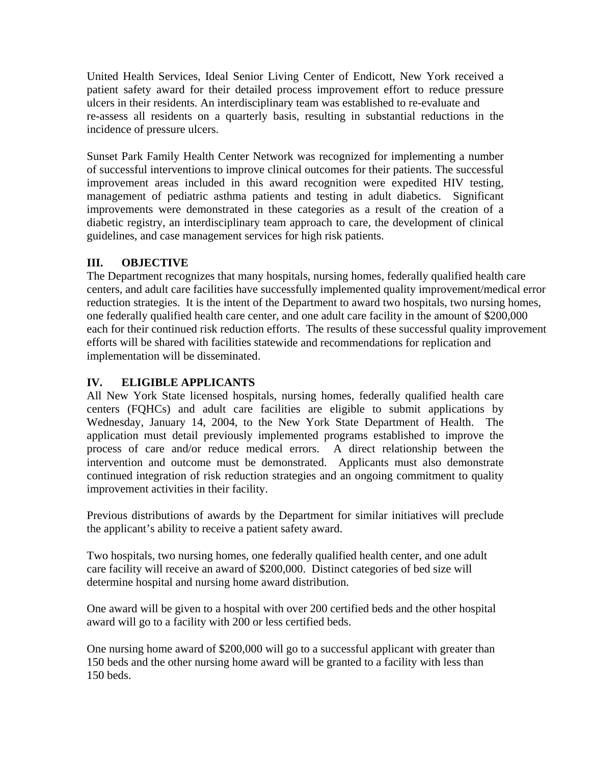United Health Services, Ideal Senior Living Center of Endicott, New York received a patient safety award for their detailed process improvement effort to reduce pressure ulcers in their residents. An interdisciplinary team was established to re-evaluate and re-assess all residents on a quarterly basis, resulting in substantial reductions in the incidence of pressure ulcers.

Sunset Park Family Health Center Network was recognized for implementing a number of successful interventions to improve clinical outcomes for their patients. The successful improvement areas included in this award recognition were expedited HIV testing, management of pediatric asthma patients and testing in adult diabetics. Significant improvements were demonstrated in these categories as a result of the creation of a diabetic registry, an interdisciplinary team approach to care, the development of clinical guidelines, and case management services for high risk patients.

## III. OBJECTIVE

The Department recognizes that many hospitals, nursing homes, federally qualified health care centers, and adult care facilities have successfully implemented quality improvement/medical error reduction strategies. It is the intent of the Department to award two hospitals, two nursing homes, one federally qualified health care center, and one adult care facility in the amount of $200,000 each for their continued risk reduction efforts. The results of these successful quality improvement efforts will be shared with facilities statewide and recommendations for replication and implementation will be disseminated.

## IV. ELIGIBLE APPLICANTS

All New York State licensed hospitals, nursing homes, federally qualified health care centers (FQHCs) and adult care facilities are eligible to submit applications by Wednesday, January 14, 2004, to the New York State Department of Health. The application must detail previously implemented programs established to improve the process of care and/or reduce medical errors. A direct relationship between the intervention and outcome must be demonstrated. Applicants must also demonstrate continued integration of risk reduction strategies and an ongoing commitment to quality improvement activities in their facility.

Previous distributions of awards by the Department for similar initiatives will preclude the applicant's ability to receive a patient safety award.

Two hospitals, two nursing homes, one federally qualified health center, and one adult care facility will receive an award of $200,000. Distinct categories of bed size will determine hospital and nursing home award distribution.

One award will be given to a hospital with over 200 certified beds and the other hospital award will go to a facility with 200 or less certified beds.

One nursing home award of $200,000 will go to a successful applicant with greater than 150 beds and the other nursing home award will be granted to a facility with less than 150 beds.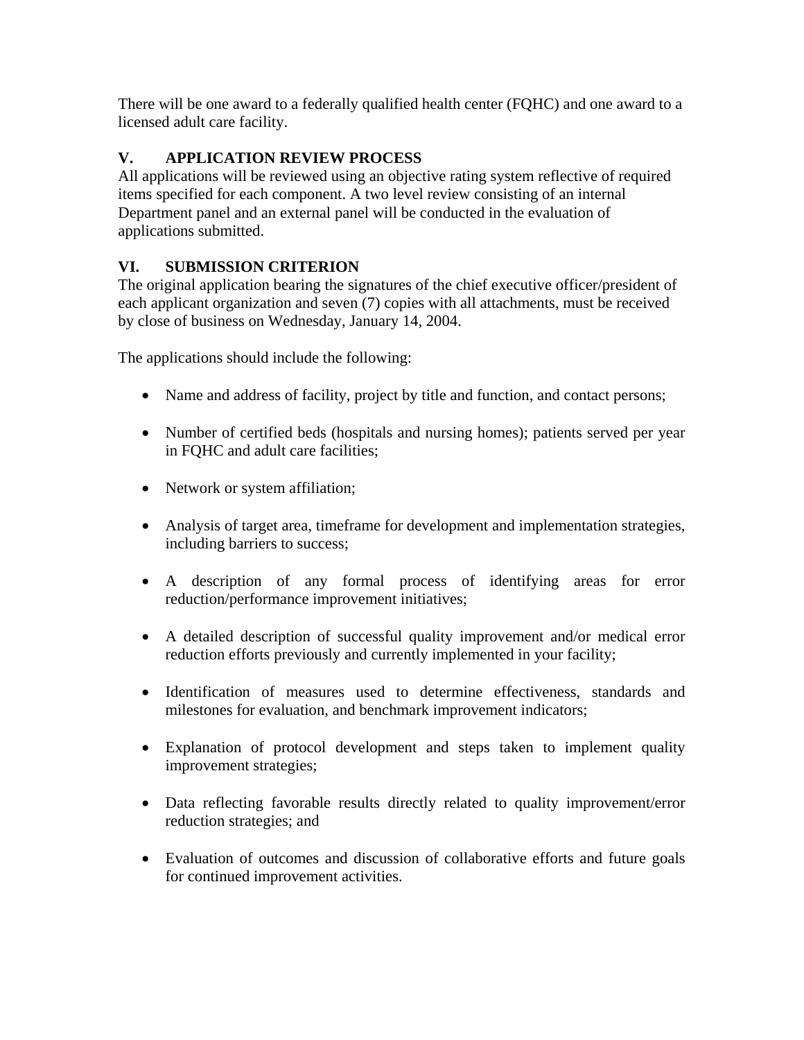There will be one award to a federally qualified health center (FQHC) and one award to a licensed adult care facility.

## V. APPLICATION REVIEW PROCESS

All applications will be reviewed using an objective rating system reflective of required items specified for each component. A two level review consisting of an internal Department panel and an external panel will be conducted in the evaluation of applications submitted.

## VI. SUBMISSION CRITERION

The original application bearing the signatures of the chief executive officer/president of each applicant organization and seven (7) copies with all attachments, must be received by close of business on Wednesday, January 14, 2004.

The applications should include the following:

- Name and address of facility, project by title and function, and contact persons;
- Number of certified beds (hospitals and nursing homes); patients served per year in FQHC and adult care facilities;
- Network or system affiliation;
- Analysis of target area, timeframe for development and implementation strategies, including barriers to success;
- A description of any formal process of identifying areas for error reduction/performance improvement initiatives;
- A detailed description of successful quality improvement and/or medical error reduction efforts previously and currently implemented in your facility;
- Identification of measures used to determine effectiveness, standards and milestones for evaluation, and benchmark improvement indicators;
- Explanation of protocol development and steps taken to implement quality improvement strategies;
- Data reflecting favorable results directly related to quality improvement/error reduction strategies; and
- Evaluation of outcomes and discussion of collaborative efforts and future goals for continued improvement activities.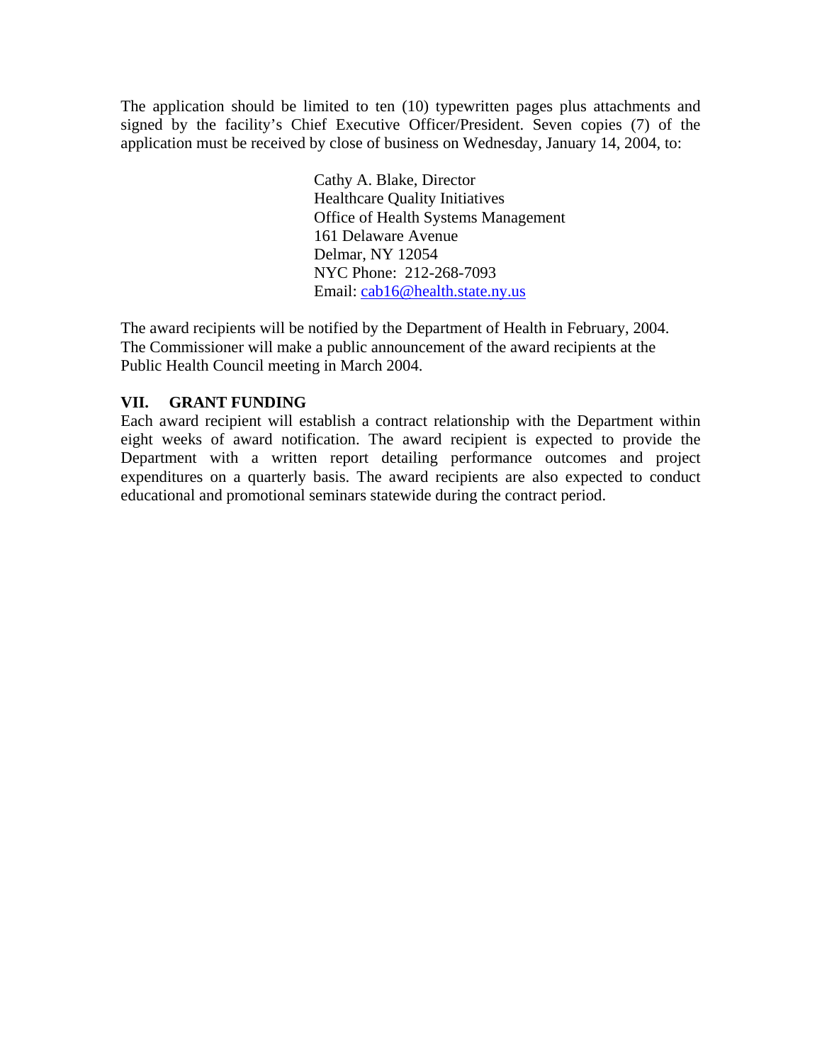The application should be limited to ten (10) typewritten pages plus attachments and signed by the facility's Chief Executive Officer/President. Seven copies (7) of the application must be received by close of business on Wednesday, January 14, 2004, to:

> Cathy A. Blake, Director
> Healthcare Quality Initiatives
> Office of Health Systems Management
> 161 Delaware Avenue
> Delmar, NY 12054
> NYC Phone: 212-268-7093
> Email: cab16@health.state.ny.us

The award recipients will be notified by the Department of Health in February, 2004. The Commissioner will make a public announcement of the award recipients at the Public Health Council meeting in March 2004.

## VII. GRANT FUNDING

Each award recipient will establish a contract relationship with the Department within eight weeks of award notification. The award recipient is expected to provide the Department with a written report detailing performance outcomes and project expenditures on a quarterly basis. The award recipients are also expected to conduct educational and promotional seminars statewide during the contract period.